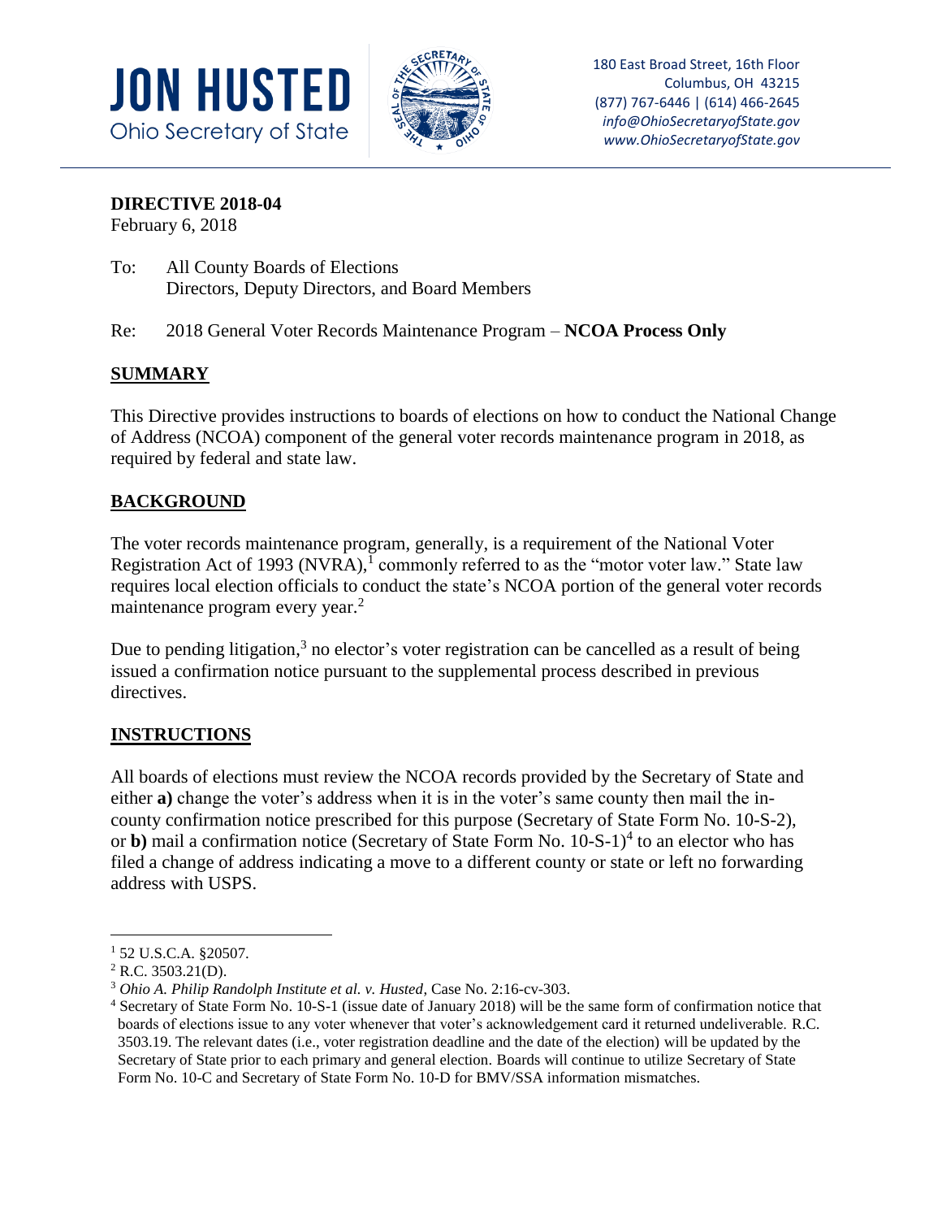**JON HUSTED**
Ohio Secretary of State

180 East Broad Street, 16th Floor
Columbus, OH 43215
(877) 767-6446 | (614) 466-2645
*info@OhioSecretaryofState.gov*
*www.OhioSecretaryofState.gov*

**DIRECTIVE 2018-04**
February 6, 2018

To: All County Boards of Elections
Directors, Deputy Directors, and Board Members

Re: 2018 General Voter Records Maintenance Program – **NCOA Process Only**

## SUMMARY

This Directive provides instructions to boards of elections on how to conduct the National Change of Address (NCOA) component of the general voter records maintenance program in 2018, as required by federal and state law.

## BACKGROUND

The voter records maintenance program, generally, is a requirement of the National Voter Registration Act of 1993 (NVRA),[1] commonly referred to as the "motor voter law." State law requires local election officials to conduct the state's NCOA portion of the general voter records maintenance program every year.[2]

Due to pending litigation,[3] no elector's voter registration can be cancelled as a result of being issued a confirmation notice pursuant to the supplemental process described in previous directives.

## INSTRUCTIONS

All boards of elections must review the NCOA records provided by the Secretary of State and either **a)** change the voter's address when it is in the voter's same county then mail the in-county confirmation notice prescribed for this purpose (Secretary of State Form No. 10-S-2), or **b)** mail a confirmation notice (Secretary of State Form No. 10-S-1)[4] to an elector who has filed a change of address indicating a move to a different county or state or left no forwarding address with USPS.

---

[1] 52 U.S.C.A. §20507.

[2] R.C. 3503.21(D).

[3] *Ohio A. Philip Randolph Institute et al. v. Husted*, Case No. 2:16-cv-303.

[4] Secretary of State Form No. 10-S-1 (issue date of January 2018) will be the same form of confirmation notice that boards of elections issue to any voter whenever that voter's acknowledgement card it returned undeliverable. R.C. 3503.19. The relevant dates (i.e., voter registration deadline and the date of the election) will be updated by the Secretary of State prior to each primary and general election. Boards will continue to utilize Secretary of State Form No. 10-C and Secretary of State Form No. 10-D for BMV/SSA information mismatches.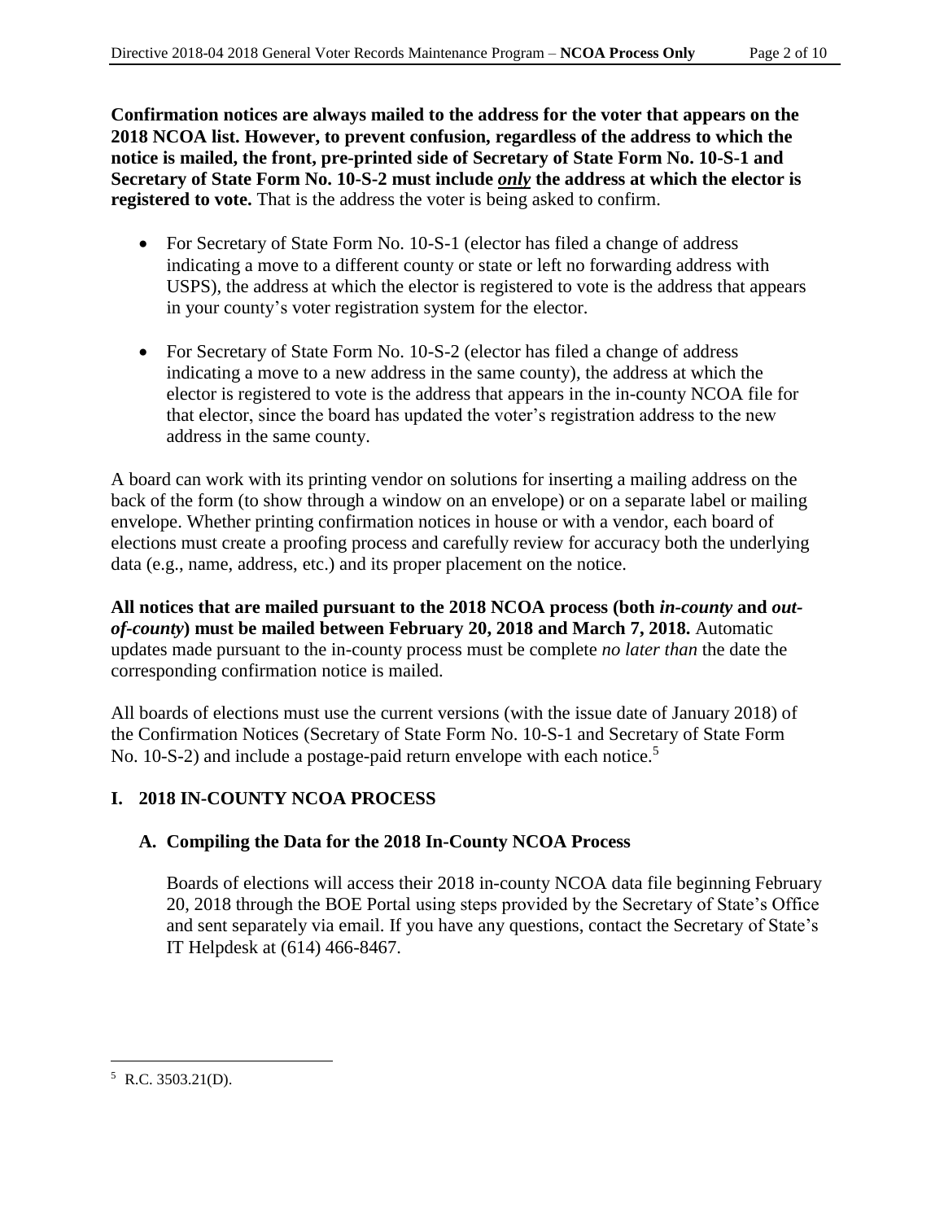**Confirmation notices are always mailed to the address for the voter that appears on the 2018 NCOA list. However, to prevent confusion, regardless of the address to which the notice is mailed, the front, pre-printed side of Secretary of State Form No. 10-S-1 and Secretary of State Form No. 10-S-2 must include *only* the address at which the elector is registered to vote.** That is the address the voter is being asked to confirm.

- For Secretary of State Form No. 10-S-1 (elector has filed a change of address indicating a move to a different county or state or left no forwarding address with USPS), the address at which the elector is registered to vote is the address that appears in your county's voter registration system for the elector.
- For Secretary of State Form No. 10-S-2 (elector has filed a change of address indicating a move to a new address in the same county), the address at which the elector is registered to vote is the address that appears in the in-county NCOA file for that elector, since the board has updated the voter's registration address to the new address in the same county.

A board can work with its printing vendor on solutions for inserting a mailing address on the back of the form (to show through a window on an envelope) or on a separate label or mailing envelope. Whether printing confirmation notices in house or with a vendor, each board of elections must create a proofing process and carefully review for accuracy both the underlying data (e.g., name, address, etc.) and its proper placement on the notice.

**All notices that are mailed pursuant to the 2018 NCOA process (both *in-county* and *out-of-county*) must be mailed between February 20, 2018 and March 7, 2018.** Automatic updates made pursuant to the in-county process must be complete *no later than* the date the corresponding confirmation notice is mailed.

All boards of elections must use the current versions (with the issue date of January 2018) of the Confirmation Notices (Secretary of State Form No. 10-S-1 and Secretary of State Form No. 10-S-2) and include a postage-paid return envelope with each notice.[5]

## I. 2018 IN-COUNTY NCOA PROCESS

### A. Compiling the Data for the 2018 In-County NCOA Process

Boards of elections will access their 2018 in-county NCOA data file beginning February 20, 2018 through the BOE Portal using steps provided by the Secretary of State's Office and sent separately via email. If you have any questions, contact the Secretary of State's IT Helpdesk at (614) 466-8467.

[5] R.C. 3503.21(D).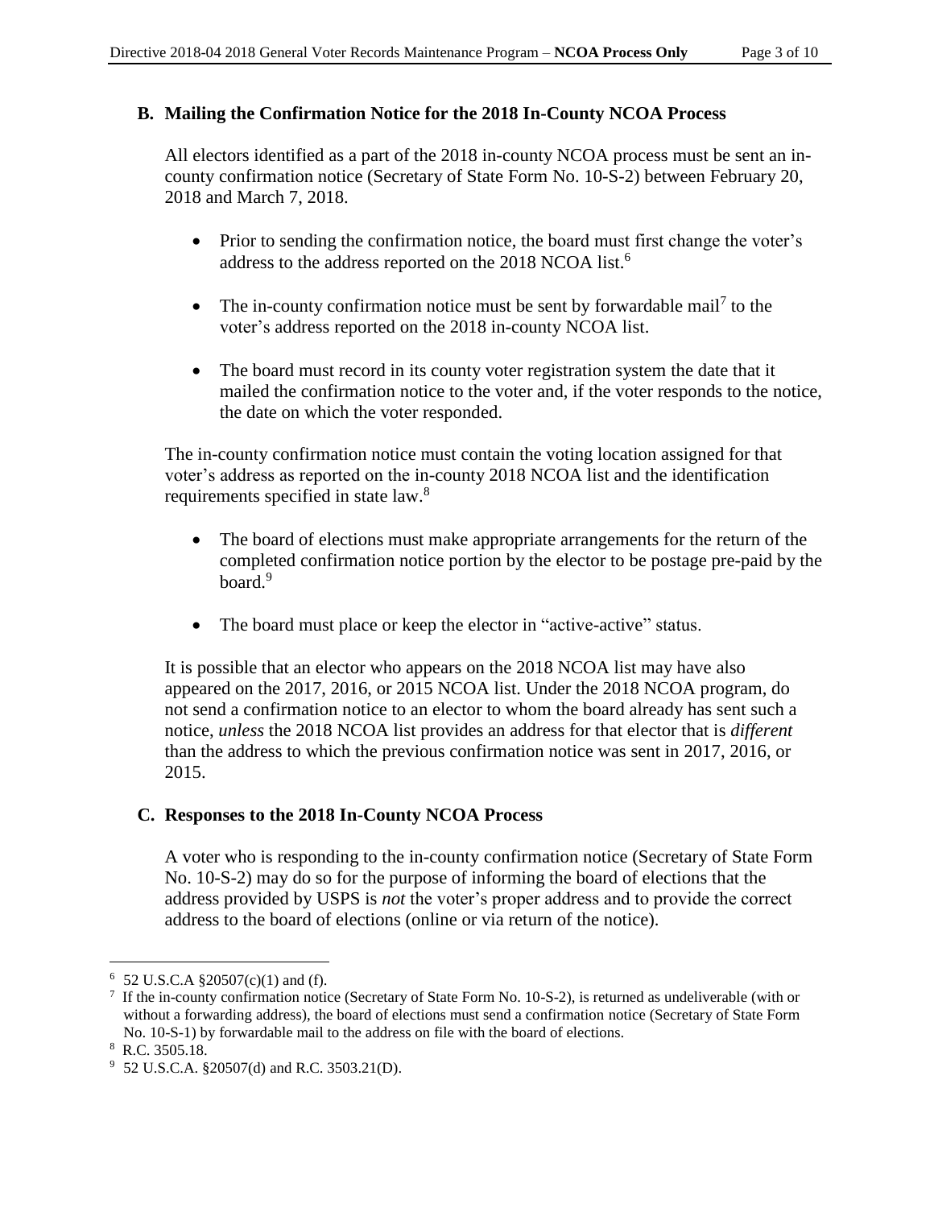### B. Mailing the Confirmation Notice for the 2018 In-County NCOA Process

All electors identified as a part of the 2018 in-county NCOA process must be sent an in-county confirmation notice (Secretary of State Form No. 10-S-2) between February 20, 2018 and March 7, 2018.

- Prior to sending the confirmation notice, the board must first change the voter's address to the address reported on the 2018 NCOA list.[6]
- The in-county confirmation notice must be sent by forwardable mail[7] to the voter's address reported on the 2018 in-county NCOA list.
- The board must record in its county voter registration system the date that it mailed the confirmation notice to the voter and, if the voter responds to the notice, the date on which the voter responded.

The in-county confirmation notice must contain the voting location assigned for that voter's address as reported on the in-county 2018 NCOA list and the identification requirements specified in state law.[8]

- The board of elections must make appropriate arrangements for the return of the completed confirmation notice portion by the elector to be postage pre-paid by the board.[9]
- The board must place or keep the elector in "active-active" status.

It is possible that an elector who appears on the 2018 NCOA list may have also appeared on the 2017, 2016, or 2015 NCOA list. Under the 2018 NCOA program, do not send a confirmation notice to an elector to whom the board already has sent such a notice, *unless* the 2018 NCOA list provides an address for that elector that is *different* than the address to which the previous confirmation notice was sent in 2017, 2016, or 2015.

### C. Responses to the 2018 In-County NCOA Process

A voter who is responding to the in-county confirmation notice (Secretary of State Form No. 10-S-2) may do so for the purpose of informing the board of elections that the address provided by USPS is *not* the voter's proper address and to provide the correct address to the board of elections (online or via return of the notice).

---

[6] 52 U.S.C.A §20507(c)(1) and (f).

[7] If the in-county confirmation notice (Secretary of State Form No. 10-S-2), is returned as undeliverable (with or without a forwarding address), the board of elections must send a confirmation notice (Secretary of State Form No. 10-S-1) by forwardable mail to the address on file with the board of elections.

[8] R.C. 3505.18.

[9] 52 U.S.C.A. §20507(d) and R.C. 3503.21(D).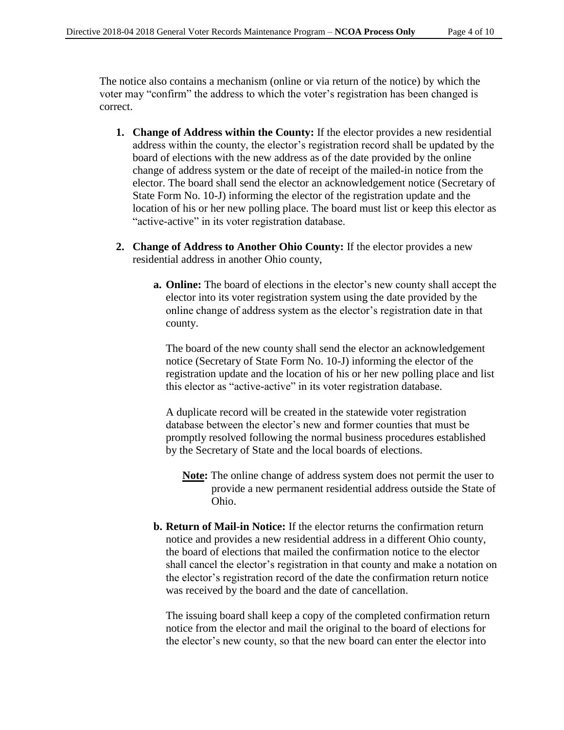The notice also contains a mechanism (online or via return of the notice) by which the voter may "confirm" the address to which the voter's registration has been changed is correct.

1. **Change of Address within the County:** If the elector provides a new residential address within the county, the elector's registration record shall be updated by the board of elections with the new address as of the date provided by the online change of address system or the date of receipt of the mailed-in notice from the elector. The board shall send the elector an acknowledgement notice (Secretary of State Form No. 10-J) informing the elector of the registration update and the location of his or her new polling place. The board must list or keep this elector as "active-active" in its voter registration database.

2. **Change of Address to Another Ohio County:** If the elector provides a new residential address in another Ohio county,

   a. **Online:** The board of elections in the elector's new county shall accept the elector into its voter registration system using the date provided by the online change of address system as the elector's registration date in that county.

      The board of the new county shall send the elector an acknowledgement notice (Secretary of State Form No. 10-J) informing the elector of the registration update and the location of his or her new polling place and list this elector as "active-active" in its voter registration database.

      A duplicate record will be created in the statewide voter registration database between the elector's new and former counties that must be promptly resolved following the normal business procedures established by the Secretary of State and the local boards of elections.

      **Note:** The online change of address system does not permit the user to provide a new permanent residential address outside the State of Ohio.

   b. **Return of Mail-in Notice:** If the elector returns the confirmation return notice and provides a new residential address in a different Ohio county, the board of elections that mailed the confirmation notice to the elector shall cancel the elector's registration in that county and make a notation on the elector's registration record of the date the confirmation return notice was received by the board and the date of cancellation.

      The issuing board shall keep a copy of the completed confirmation return notice from the elector and mail the original to the board of elections for the elector's new county, so that the new board can enter the elector into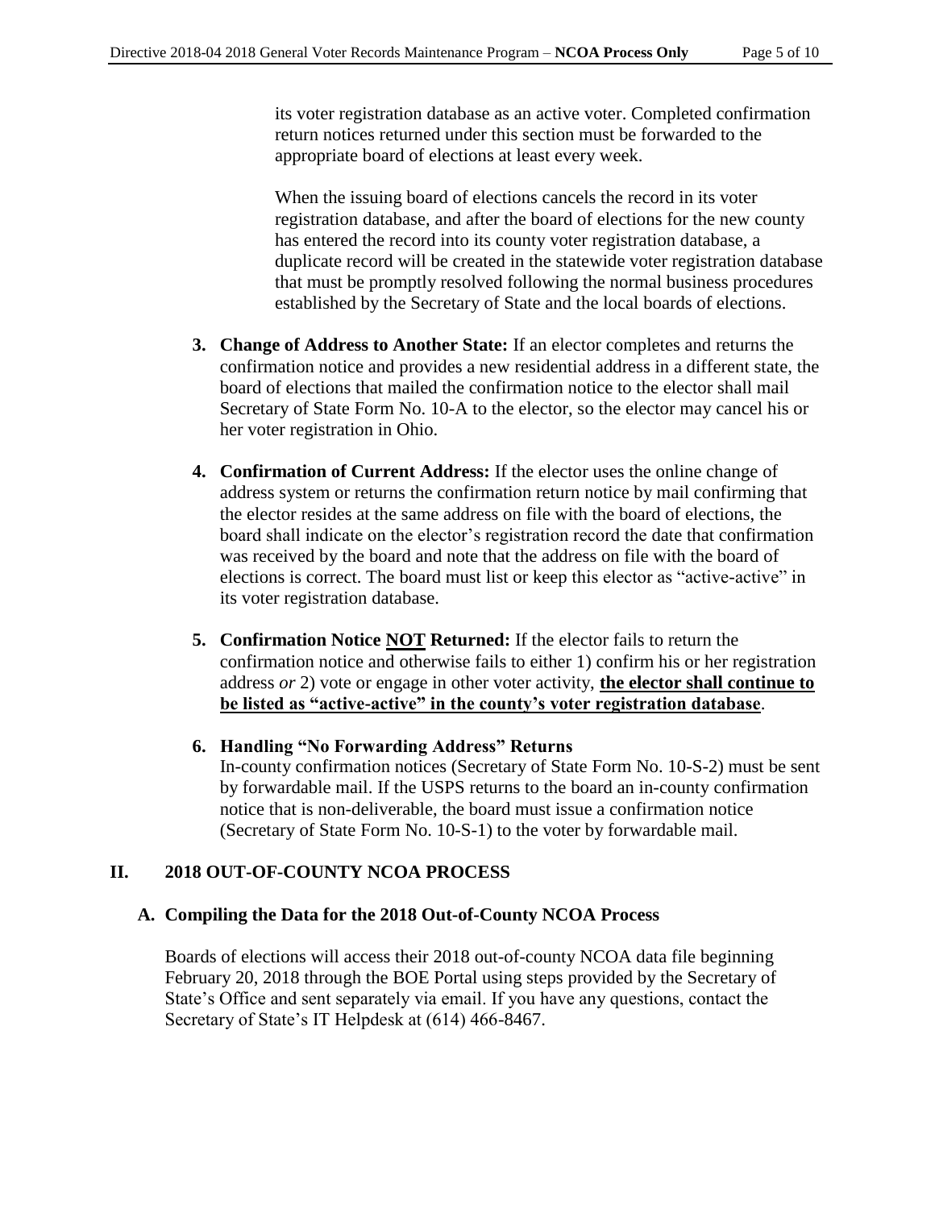its voter registration database as an active voter. Completed confirmation return notices returned under this section must be forwarded to the appropriate board of elections at least every week.

When the issuing board of elections cancels the record in its voter registration database, and after the board of elections for the new county has entered the record into its county voter registration database, a duplicate record will be created in the statewide voter registration database that must be promptly resolved following the normal business procedures established by the Secretary of State and the local boards of elections.

3. **Change of Address to Another State:** If an elector completes and returns the confirmation notice and provides a new residential address in a different state, the board of elections that mailed the confirmation notice to the elector shall mail Secretary of State Form No. 10-A to the elector, so the elector may cancel his or her voter registration in Ohio.

4. **Confirmation of Current Address:** If the elector uses the online change of address system or returns the confirmation return notice by mail confirming that the elector resides at the same address on file with the board of elections, the board shall indicate on the elector's registration record the date that confirmation was received by the board and note that the address on file with the board of elections is correct. The board must list or keep this elector as "active-active" in its voter registration database.

5. **Confirmation Notice <u>NOT</u> Returned:** If the elector fails to return the confirmation notice and otherwise fails to either 1) confirm his or her registration address *or* 2) vote or engage in other voter activity, **<u>the elector shall continue to be listed as "active-active" in the county's voter registration database</u>**.

6. **Handling "No Forwarding Address" Returns**
   In-county confirmation notices (Secretary of State Form No. 10-S-2) must be sent by forwardable mail. If the USPS returns to the board an in-county confirmation notice that is non-deliverable, the board must issue a confirmation notice (Secretary of State Form No. 10-S-1) to the voter by forwardable mail.

## II. 2018 OUT-OF-COUNTY NCOA PROCESS

### A. Compiling the Data for the 2018 Out-of-County NCOA Process

Boards of elections will access their 2018 out-of-county NCOA data file beginning February 20, 2018 through the BOE Portal using steps provided by the Secretary of State's Office and sent separately via email. If you have any questions, contact the Secretary of State's IT Helpdesk at (614) 466-8467.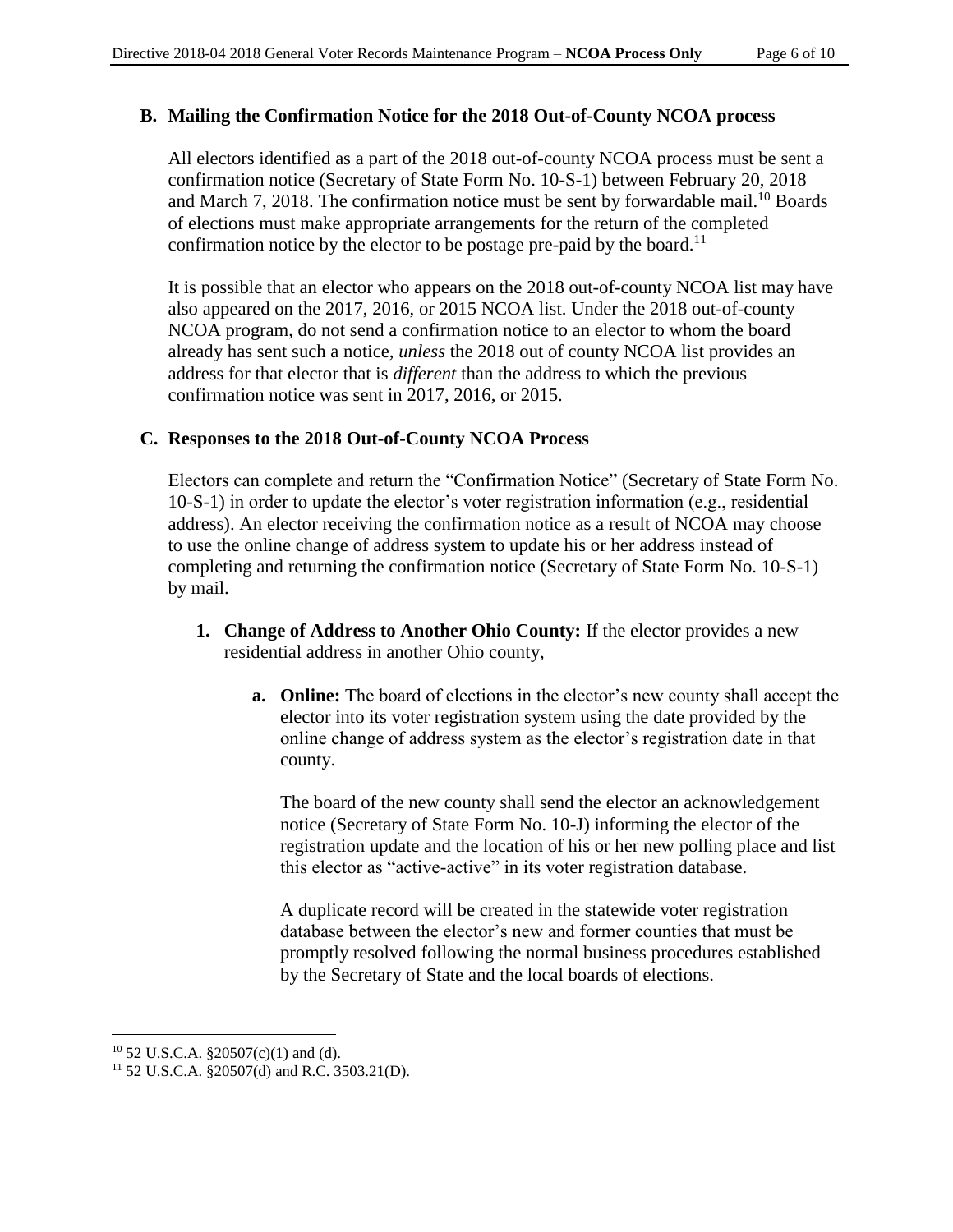### B. Mailing the Confirmation Notice for the 2018 Out-of-County NCOA process

All electors identified as a part of the 2018 out-of-county NCOA process must be sent a confirmation notice (Secretary of State Form No. 10-S-1) between February 20, 2018 and March 7, 2018. The confirmation notice must be sent by forwardable mail.[10] Boards of elections must make appropriate arrangements for the return of the completed confirmation notice by the elector to be postage pre-paid by the board.[11]

It is possible that an elector who appears on the 2018 out-of-county NCOA list may have also appeared on the 2017, 2016, or 2015 NCOA list. Under the 2018 out-of-county NCOA program, do not send a confirmation notice to an elector to whom the board already has sent such a notice, *unless* the 2018 out of county NCOA list provides an address for that elector that is *different* than the address to which the previous confirmation notice was sent in 2017, 2016, or 2015.

### C. Responses to the 2018 Out-of-County NCOA Process

Electors can complete and return the "Confirmation Notice" (Secretary of State Form No. 10-S-1) in order to update the elector's voter registration information (e.g., residential address). An elector receiving the confirmation notice as a result of NCOA may choose to use the online change of address system to update his or her address instead of completing and returning the confirmation notice (Secretary of State Form No. 10-S-1) by mail.

1. **Change of Address to Another Ohio County:** If the elector provides a new residential address in another Ohio county,

    a. **Online:** The board of elections in the elector's new county shall accept the elector into its voter registration system using the date provided by the online change of address system as the elector's registration date in that county.

    The board of the new county shall send the elector an acknowledgement notice (Secretary of State Form No. 10-J) informing the elector of the registration update and the location of his or her new polling place and list this elector as "active-active" in its voter registration database.

    A duplicate record will be created in the statewide voter registration database between the elector's new and former counties that must be promptly resolved following the normal business procedures established by the Secretary of State and the local boards of elections.

---

[10] 52 U.S.C.A. §20507(c)(1) and (d).

[11] 52 U.S.C.A. §20507(d) and R.C. 3503.21(D).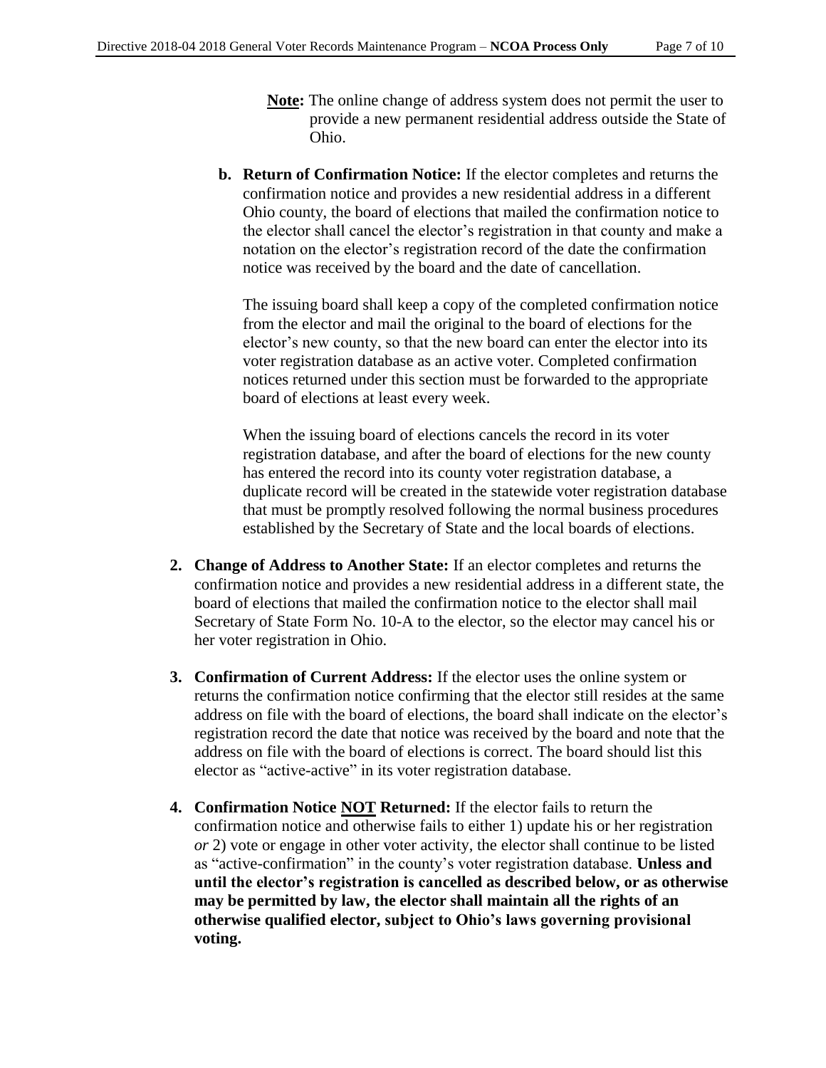**Note:** The online change of address system does not permit the user to provide a new permanent residential address outside the State of Ohio.

**b. Return of Confirmation Notice:** If the elector completes and returns the confirmation notice and provides a new residential address in a different Ohio county, the board of elections that mailed the confirmation notice to the elector shall cancel the elector's registration in that county and make a notation on the elector's registration record of the date the confirmation notice was received by the board and the date of cancellation.

The issuing board shall keep a copy of the completed confirmation notice from the elector and mail the original to the board of elections for the elector's new county, so that the new board can enter the elector into its voter registration database as an active voter. Completed confirmation notices returned under this section must be forwarded to the appropriate board of elections at least every week.

When the issuing board of elections cancels the record in its voter registration database, and after the board of elections for the new county has entered the record into its county voter registration database, a duplicate record will be created in the statewide voter registration database that must be promptly resolved following the normal business procedures established by the Secretary of State and the local boards of elections.

2. **Change of Address to Another State:** If an elector completes and returns the confirmation notice and provides a new residential address in a different state, the board of elections that mailed the confirmation notice to the elector shall mail Secretary of State Form No. 10-A to the elector, so the elector may cancel his or her voter registration in Ohio.

3. **Confirmation of Current Address:** If the elector uses the online system or returns the confirmation notice confirming that the elector still resides at the same address on file with the board of elections, the board shall indicate on the elector's registration record the date that notice was received by the board and note that the address on file with the board of elections is correct. The board should list this elector as "active-active" in its voter registration database.

4. **Confirmation Notice NOT Returned:** If the elector fails to return the confirmation notice and otherwise fails to either 1) update his or her registration *or* 2) vote or engage in other voter activity, the elector shall continue to be listed as "active-confirmation" in the county's voter registration database. **Unless and until the elector's registration is cancelled as described below, or as otherwise may be permitted by law, the elector shall maintain all the rights of an otherwise qualified elector, subject to Ohio's laws governing provisional voting.**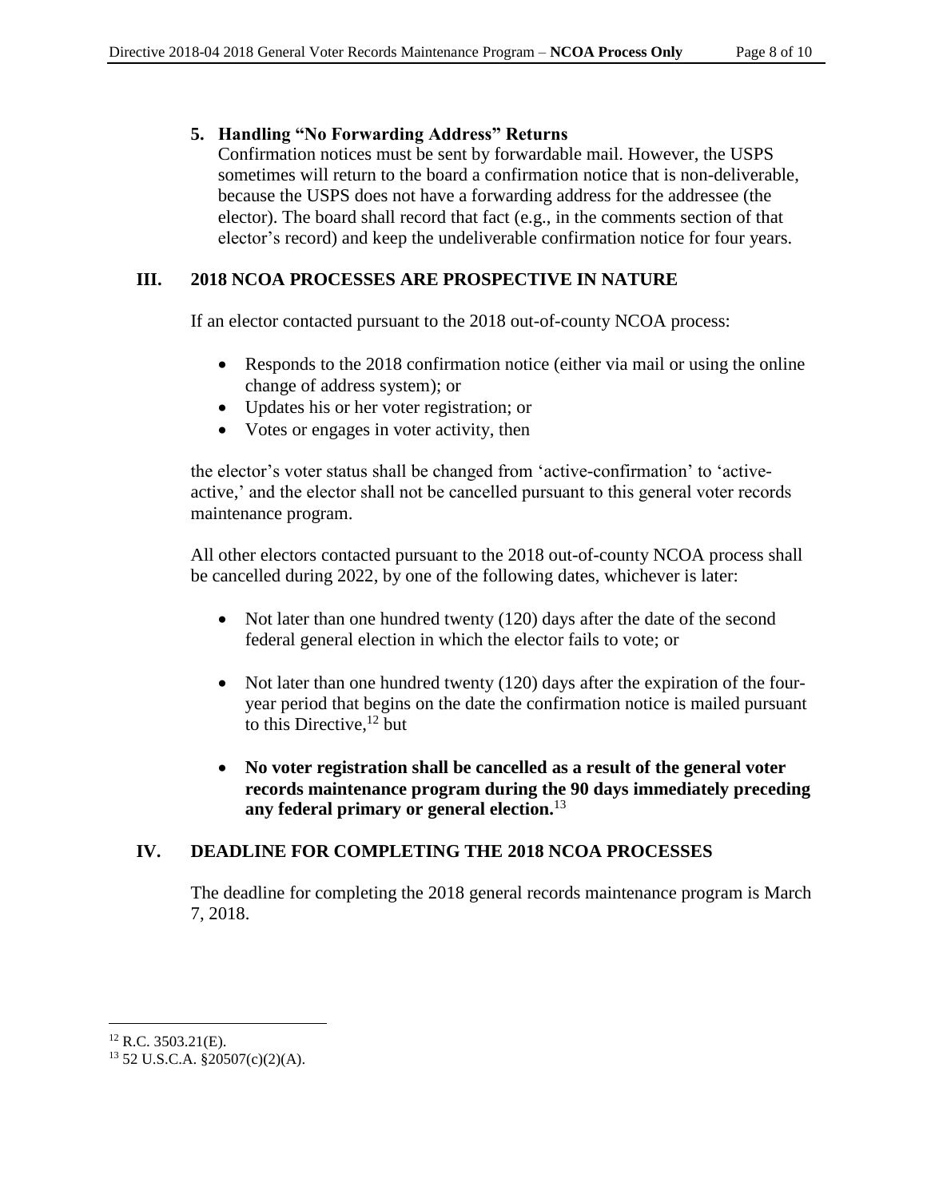5. **Handling "No Forwarding Address" Returns**

   Confirmation notices must be sent by forwardable mail. However, the USPS sometimes will return to the board a confirmation notice that is non-deliverable, because the USPS does not have a forwarding address for the addressee (the elector). The board shall record that fact (e.g., in the comments section of that elector's record) and keep the undeliverable confirmation notice for four years.

## III. 2018 NCOA PROCESSES ARE PROSPECTIVE IN NATURE

If an elector contacted pursuant to the 2018 out-of-county NCOA process:

- Responds to the 2018 confirmation notice (either via mail or using the online change of address system); or
- Updates his or her voter registration; or
- Votes or engages in voter activity, then

the elector's voter status shall be changed from 'active-confirmation' to 'active-active,' and the elector shall not be cancelled pursuant to this general voter records maintenance program.

All other electors contacted pursuant to the 2018 out-of-county NCOA process shall be cancelled during 2022, by one of the following dates, whichever is later:

- Not later than one hundred twenty (120) days after the date of the second federal general election in which the elector fails to vote; or
- Not later than one hundred twenty (120) days after the expiration of the four-year period that begins on the date the confirmation notice is mailed pursuant to this Directive,[12] but
- **No voter registration shall be cancelled as a result of the general voter records maintenance program during the 90 days immediately preceding any federal primary or general election.**[13]

## IV. DEADLINE FOR COMPLETING THE 2018 NCOA PROCESSES

The deadline for completing the 2018 general records maintenance program is March 7, 2018.

---

[12] R.C. 3503.21(E).

[13] 52 U.S.C.A. §20507(c)(2)(A).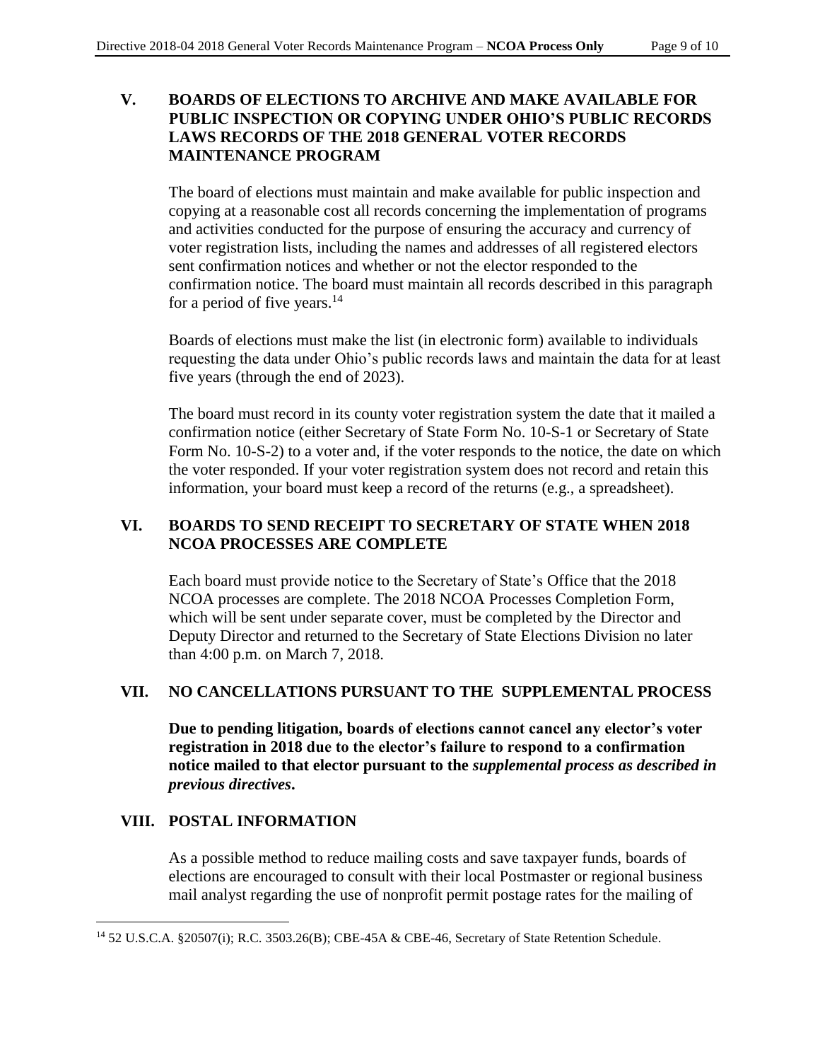## V. BOARDS OF ELECTIONS TO ARCHIVE AND MAKE AVAILABLE FOR PUBLIC INSPECTION OR COPYING UNDER OHIO'S PUBLIC RECORDS LAWS RECORDS OF THE 2018 GENERAL VOTER RECORDS MAINTENANCE PROGRAM

The board of elections must maintain and make available for public inspection and copying at a reasonable cost all records concerning the implementation of programs and activities conducted for the purpose of ensuring the accuracy and currency of voter registration lists, including the names and addresses of all registered electors sent confirmation notices and whether or not the elector responded to the confirmation notice. The board must maintain all records described in this paragraph for a period of five years.[14]

Boards of elections must make the list (in electronic form) available to individuals requesting the data under Ohio's public records laws and maintain the data for at least five years (through the end of 2023).

The board must record in its county voter registration system the date that it mailed a confirmation notice (either Secretary of State Form No. 10-S-1 or Secretary of State Form No. 10-S-2) to a voter and, if the voter responds to the notice, the date on which the voter responded. If your voter registration system does not record and retain this information, your board must keep a record of the returns (e.g., a spreadsheet).

## VI. BOARDS TO SEND RECEIPT TO SECRETARY OF STATE WHEN 2018 NCOA PROCESSES ARE COMPLETE

Each board must provide notice to the Secretary of State's Office that the 2018 NCOA processes are complete. The 2018 NCOA Processes Completion Form, which will be sent under separate cover, must be completed by the Director and Deputy Director and returned to the Secretary of State Elections Division no later than 4:00 p.m. on March 7, 2018.

## VII. NO CANCELLATIONS PURSUANT TO THE SUPPLEMENTAL PROCESS

**Due to pending litigation, boards of elections cannot cancel any elector's voter registration in 2018 due to the elector's failure to respond to a confirmation notice mailed to that elector pursuant to the *supplemental process as described in previous directives*.**

## VIII. POSTAL INFORMATION

As a possible method to reduce mailing costs and save taxpayer funds, boards of elections are encouraged to consult with their local Postmaster or regional business mail analyst regarding the use of nonprofit permit postage rates for the mailing of

---

[14] 52 U.S.C.A. §20507(i); R.C. 3503.26(B); CBE-45A & CBE-46, Secretary of State Retention Schedule.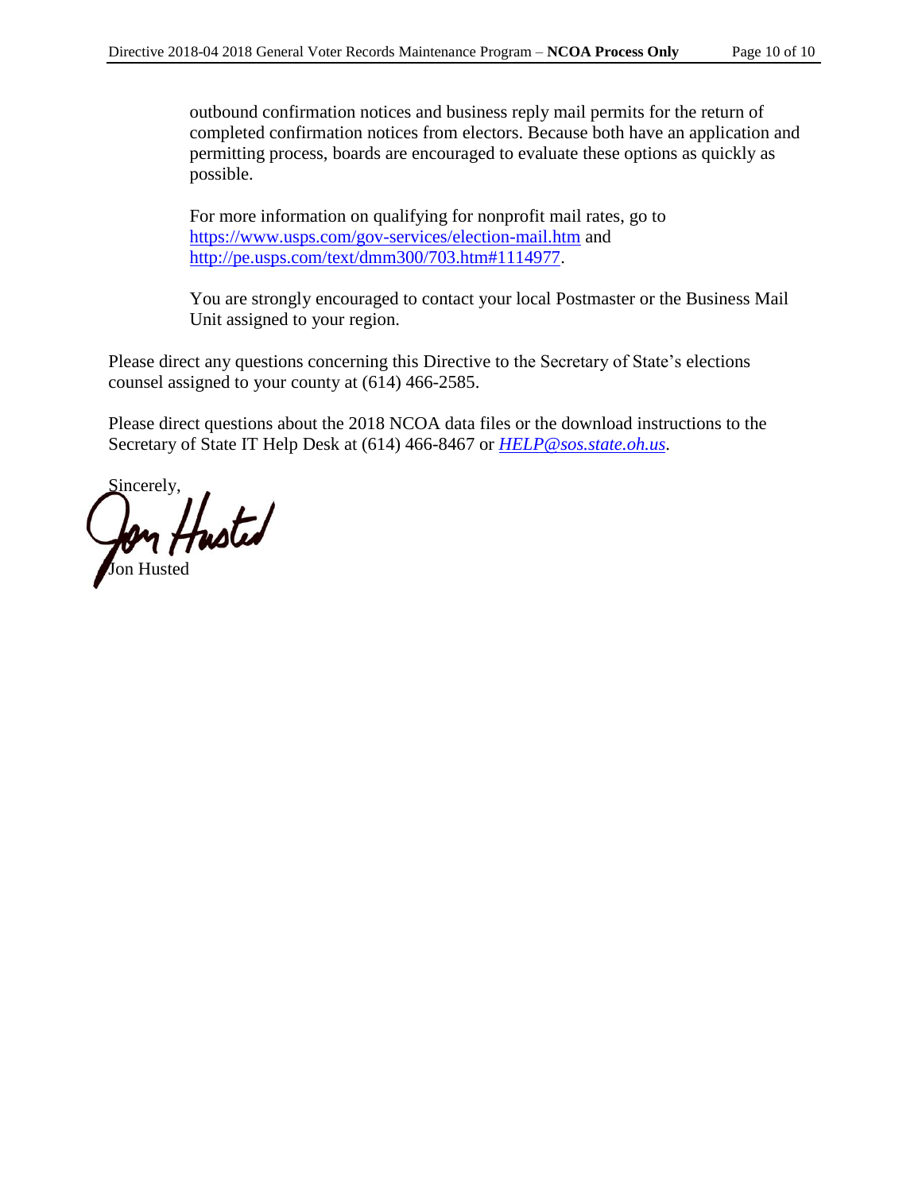outbound confirmation notices and business reply mail permits for the return of completed confirmation notices from electors. Because both have an application and permitting process, boards are encouraged to evaluate these options as quickly as possible.

For more information on qualifying for nonprofit mail rates, go to https://www.usps.com/gov-services/election-mail.htm and http://pe.usps.com/text/dmm300/703.htm#1114977.

You are strongly encouraged to contact your local Postmaster or the Business Mail Unit assigned to your region.

Please direct any questions concerning this Directive to the Secretary of State's elections counsel assigned to your county at (614) 466-2585.

Please direct questions about the 2018 NCOA data files or the download instructions to the Secretary of State IT Help Desk at (614) 466-8467 or *HELP@sos.state.oh.us*.

Sincerely,

Jon Husted